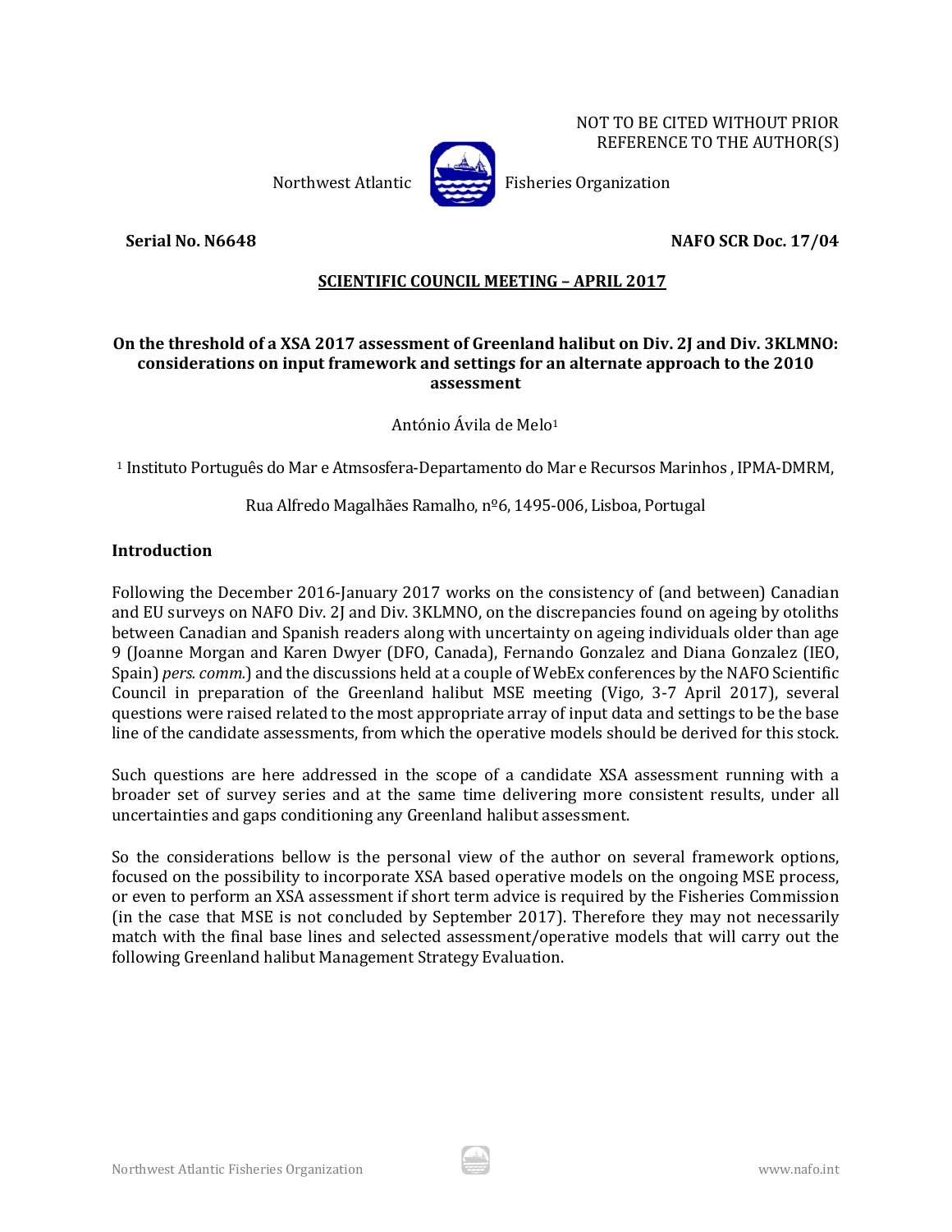NOT TO BE CITED WITHOUT PRIOR REFERENCE TO THE AUTHOR(S)

Northwest Atlantic Fisheries Organization

**Serial No. N6648** **NAFO SCR Doc. 17/04**

**SCIENTIFIC COUNCIL MEETING – APRIL 2017**

# On the threshold of a XSA 2017 assessment of Greenland halibut on Div. 2J and Div. 3KLMNO: considerations on input framework and settings for an alternate approach to the 2010 assessment

António Ávila de Melo[1]

[1] Instituto Português do Mar e Atmsosfera-Departamento do Mar e Recursos Marinhos , IPMA-DMRM,

Rua Alfredo Magalhães Ramalho, nº6, 1495-006, Lisboa, Portugal

## Introduction

Following the December 2016-January 2017 works on the consistency of (and between) Canadian and EU surveys on NAFO Div. 2J and Div. 3KLMNO, on the discrepancies found on ageing by otoliths between Canadian and Spanish readers along with uncertainty on ageing individuals older than age 9 (Joanne Morgan and Karen Dwyer (DFO, Canada), Fernando Gonzalez and Diana Gonzalez (IEO, Spain) *pers. comm.*) and the discussions held at a couple of WebEx conferences by the NAFO Scientific Council in preparation of the Greenland halibut MSE meeting (Vigo, 3-7 April 2017), several questions were raised related to the most appropriate array of input data and settings to be the base line of the candidate assessments, from which the operative models should be derived for this stock.

Such questions are here addressed in the scope of a candidate XSA assessment running with a broader set of survey series and at the same time delivering more consistent results, under all uncertainties and gaps conditioning any Greenland halibut assessment.

So the considerations bellow is the personal view of the author on several framework options, focused on the possibility to incorporate XSA based operative models on the ongoing MSE process, or even to perform an XSA assessment if short term advice is required by the Fisheries Commission (in the case that MSE is not concluded by September 2017). Therefore they may not necessarily match with the final base lines and selected assessment/operative models that will carry out the following Greenland halibut Management Strategy Evaluation.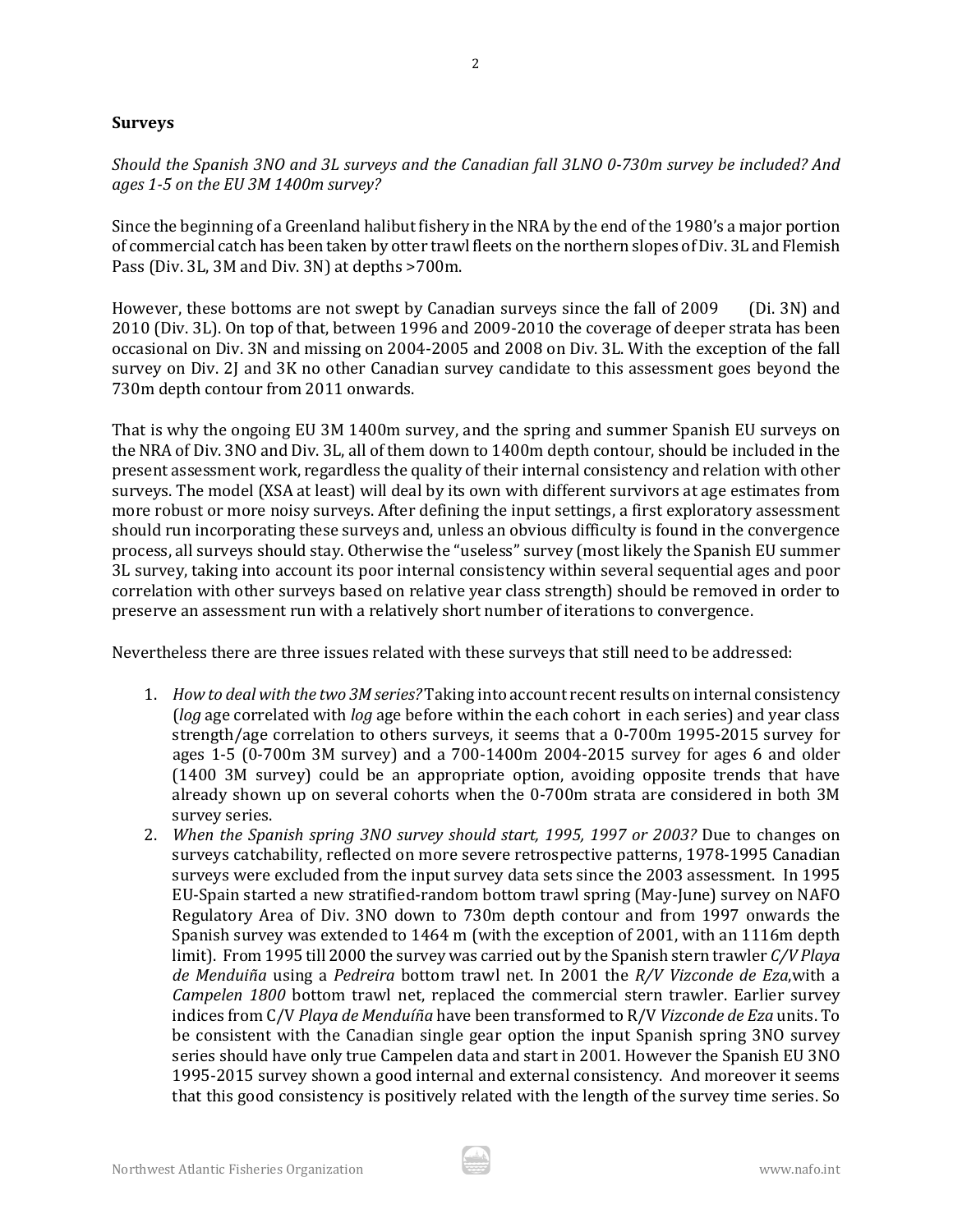## Surveys

*Should the Spanish 3NO and 3L surveys and the Canadian fall 3LNO 0-730m survey be included? And ages 1-5 on the EU 3M 1400m survey?*

Since the beginning of a Greenland halibut fishery in the NRA by the end of the 1980's a major portion of commercial catch has been taken by otter trawl fleets on the northern slopes of Div. 3L and Flemish Pass (Div. 3L, 3M and Div. 3N) at depths >700m.

However, these bottoms are not swept by Canadian surveys since the fall of 2009 (Di. 3N) and 2010 (Div. 3L). On top of that, between 1996 and 2009-2010 the coverage of deeper strata has been occasional on Div. 3N and missing on 2004-2005 and 2008 on Div. 3L. With the exception of the fall survey on Div. 2J and 3K no other Canadian survey candidate to this assessment goes beyond the 730m depth contour from 2011 onwards.

That is why the ongoing EU 3M 1400m survey, and the spring and summer Spanish EU surveys on the NRA of Div. 3NO and Div. 3L, all of them down to 1400m depth contour, should be included in the present assessment work, regardless the quality of their internal consistency and relation with other surveys. The model (XSA at least) will deal by its own with different survivors at age estimates from more robust or more noisy surveys. After defining the input settings, a first exploratory assessment should run incorporating these surveys and, unless an obvious difficulty is found in the convergence process, all surveys should stay. Otherwise the "useless" survey (most likely the Spanish EU summer 3L survey, taking into account its poor internal consistency within several sequential ages and poor correlation with other surveys based on relative year class strength) should be removed in order to preserve an assessment run with a relatively short number of iterations to convergence.

Nevertheless there are three issues related with these surveys that still need to be addressed:

1. *How to deal with the two 3M series?* Taking into account recent results on internal consistency (*log* age correlated with *log* age before within the each cohort in each series) and year class strength/age correlation to others surveys, it seems that a 0-700m 1995-2015 survey for ages 1-5 (0-700m 3M survey) and a 700-1400m 2004-2015 survey for ages 6 and older (1400 3M survey) could be an appropriate option, avoiding opposite trends that have already shown up on several cohorts when the 0-700m strata are considered in both 3M survey series.
2. *When the Spanish spring 3NO survey should start, 1995, 1997 or 2003?* Due to changes on surveys catchability, reflected on more severe retrospective patterns, 1978-1995 Canadian surveys were excluded from the input survey data sets since the 2003 assessment. In 1995 EU-Spain started a new stratified-random bottom trawl spring (May-June) survey on NAFO Regulatory Area of Div. 3NO down to 730m depth contour and from 1997 onwards the Spanish survey was extended to 1464 m (with the exception of 2001, with an 1116m depth limit). From 1995 till 2000 the survey was carried out by the Spanish stern trawler *C/V Playa de Menduiña* using a *Pedreira* bottom trawl net. In 2001 the *R/V Vizconde de Eza*, with a *Campelen 1800* bottom trawl net, replaced the commercial stern trawler. Earlier survey indices from C/V *Playa de Menduíña* have been transformed to R/V *Vizconde de Eza* units. To be consistent with the Canadian single gear option the input Spanish spring 3NO survey series should have only true Campelen data and start in 2001. However the Spanish EU 3NO 1995-2015 survey shown a good internal and external consistency. And moreover it seems that this good consistency is positively related with the length of the survey time series. So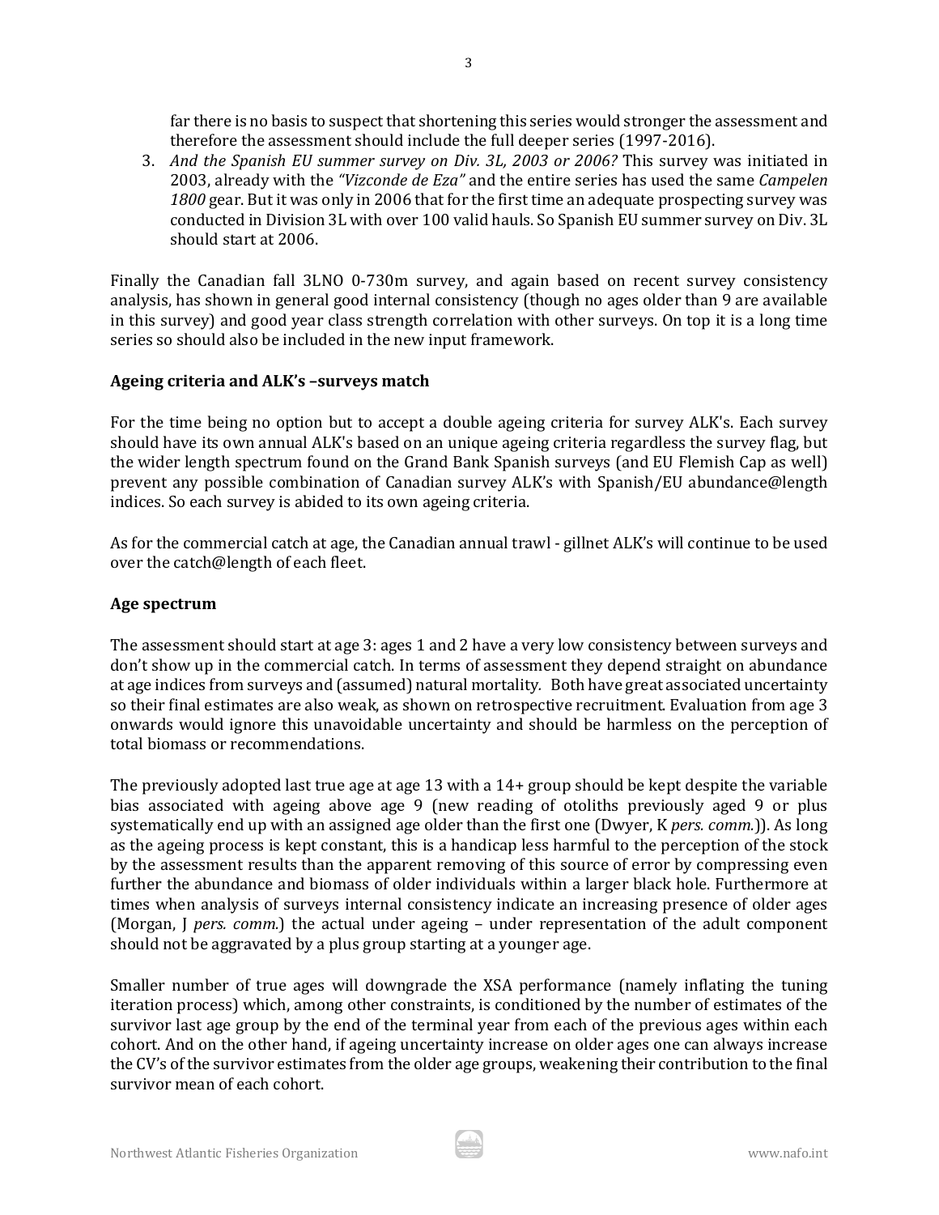far there is no basis to suspect that shortening this series would stronger the assessment and therefore the assessment should include the full deeper series (1997-2016).

3. *And the Spanish EU summer survey on Div. 3L, 2003 or 2006?* This survey was initiated in 2003, already with the *"Vizconde de Eza"* and the entire series has used the same *Campelen 1800* gear. But it was only in 2006 that for the first time an adequate prospecting survey was conducted in Division 3L with over 100 valid hauls. So Spanish EU summer survey on Div. 3L should start at 2006.

Finally the Canadian fall 3LNO 0-730m survey, and again based on recent survey consistency analysis, has shown in general good internal consistency (though no ages older than 9 are available in this survey) and good year class strength correlation with other surveys. On top it is a long time series so should also be included in the new input framework.

**Ageing criteria and ALK's –surveys match**

For the time being no option but to accept a double ageing criteria for survey ALK's. Each survey should have its own annual ALK's based on an unique ageing criteria regardless the survey flag, but the wider length spectrum found on the Grand Bank Spanish surveys (and EU Flemish Cap as well) prevent any possible combination of Canadian survey ALK's with Spanish/EU abundance@length indices. So each survey is abided to its own ageing criteria.

As for the commercial catch at age, the Canadian annual trawl - gillnet ALK's will continue to be used over the catch@length of each fleet.

**Age spectrum**

The assessment should start at age 3: ages 1 and 2 have a very low consistency between surveys and don't show up in the commercial catch. In terms of assessment they depend straight on abundance at age indices from surveys and (assumed) natural mortality. Both have great associated uncertainty so their final estimates are also weak, as shown on retrospective recruitment. Evaluation from age 3 onwards would ignore this unavoidable uncertainty and should be harmless on the perception of total biomass or recommendations.

The previously adopted last true age at age 13 with a 14+ group should be kept despite the variable bias associated with ageing above age 9 (new reading of otoliths previously aged 9 or plus systematically end up with an assigned age older than the first one (Dwyer, K *pers. comm.*)). As long as the ageing process is kept constant, this is a handicap less harmful to the perception of the stock by the assessment results than the apparent removing of this source of error by compressing even further the abundance and biomass of older individuals within a larger black hole. Furthermore at times when analysis of surveys internal consistency indicate an increasing presence of older ages (Morgan, J *pers. comm.*) the actual under ageing – under representation of the adult component should not be aggravated by a plus group starting at a younger age.

Smaller number of true ages will downgrade the XSA performance (namely inflating the tuning iteration process) which, among other constraints, is conditioned by the number of estimates of the survivor last age group by the end of the terminal year from each of the previous ages within each cohort. And on the other hand, if ageing uncertainty increase on older ages one can always increase the CV's of the survivor estimates from the older age groups, weakening their contribution to the final survivor mean of each cohort.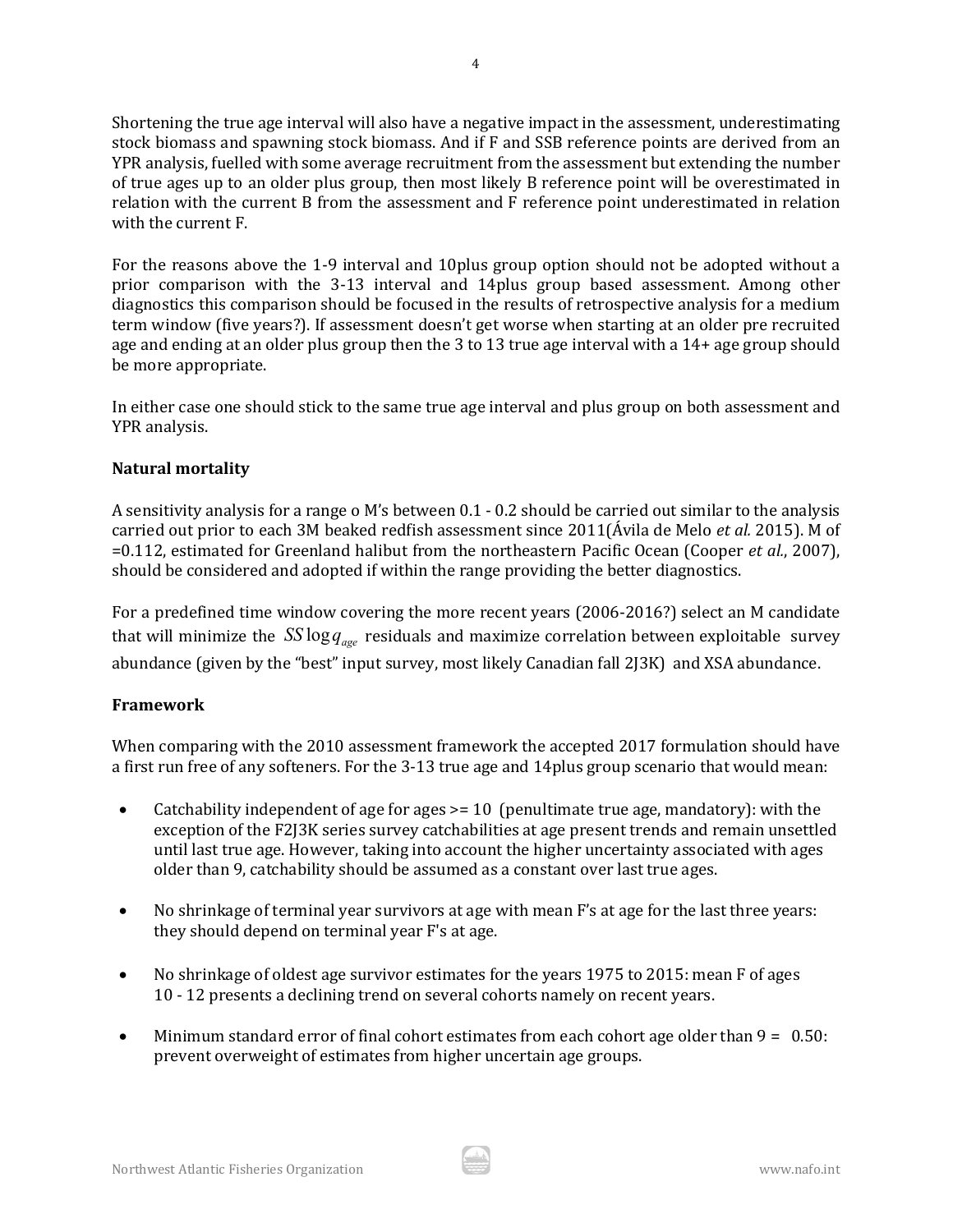Shortening the true age interval will also have a negative impact in the assessment, underestimating stock biomass and spawning stock biomass. And if F and SSB reference points are derived from an YPR analysis, fuelled with some average recruitment from the assessment but extending the number of true ages up to an older plus group, then most likely B reference point will be overestimated in relation with the current B from the assessment and F reference point underestimated in relation with the current F.

For the reasons above the 1-9 interval and 10plus group option should not be adopted without a prior comparison with the 3-13 interval and 14plus group based assessment. Among other diagnostics this comparison should be focused in the results of retrospective analysis for a medium term window (five years?). If assessment doesn't get worse when starting at an older pre recruited age and ending at an older plus group then the 3 to 13 true age interval with a 14+ age group should be more appropriate.

In either case one should stick to the same true age interval and plus group on both assessment and YPR analysis.

**Natural mortality**

A sensitivity analysis for a range o M's between 0.1 - 0.2 should be carried out similar to the analysis carried out prior to each 3M beaked redfish assessment since 2011(Ávila de Melo *et al.* 2015). M of =0.112, estimated for Greenland halibut from the northeastern Pacific Ocean (Cooper *et al.*, 2007), should be considered and adopted if within the range providing the better diagnostics.

For a predefined time window covering the more recent years (2006-2016?) select an M candidate that will minimize the $SS \log q_{age}$ residuals and maximize correlation between exploitable survey abundance (given by the "best" input survey, most likely Canadian fall 2J3K) and XSA abundance.

**Framework**

When comparing with the 2010 assessment framework the accepted 2017 formulation should have a first run free of any softeners. For the 3-13 true age and 14plus group scenario that would mean:

- Catchability independent of age for ages >= 10 (penultimate true age, mandatory): with the exception of the F2J3K series survey catchabilities at age present trends and remain unsettled until last true age. However, taking into account the higher uncertainty associated with ages older than 9, catchability should be assumed as a constant over last true ages.

- No shrinkage of terminal year survivors at age with mean F's at age for the last three years: they should depend on terminal year F's at age.

- No shrinkage of oldest age survivor estimates for the years 1975 to 2015: mean F of ages 10 - 12 presents a declining trend on several cohorts namely on recent years.

- Minimum standard error of final cohort estimates from each cohort age older than 9 = 0.50: prevent overweight of estimates from higher uncertain age groups.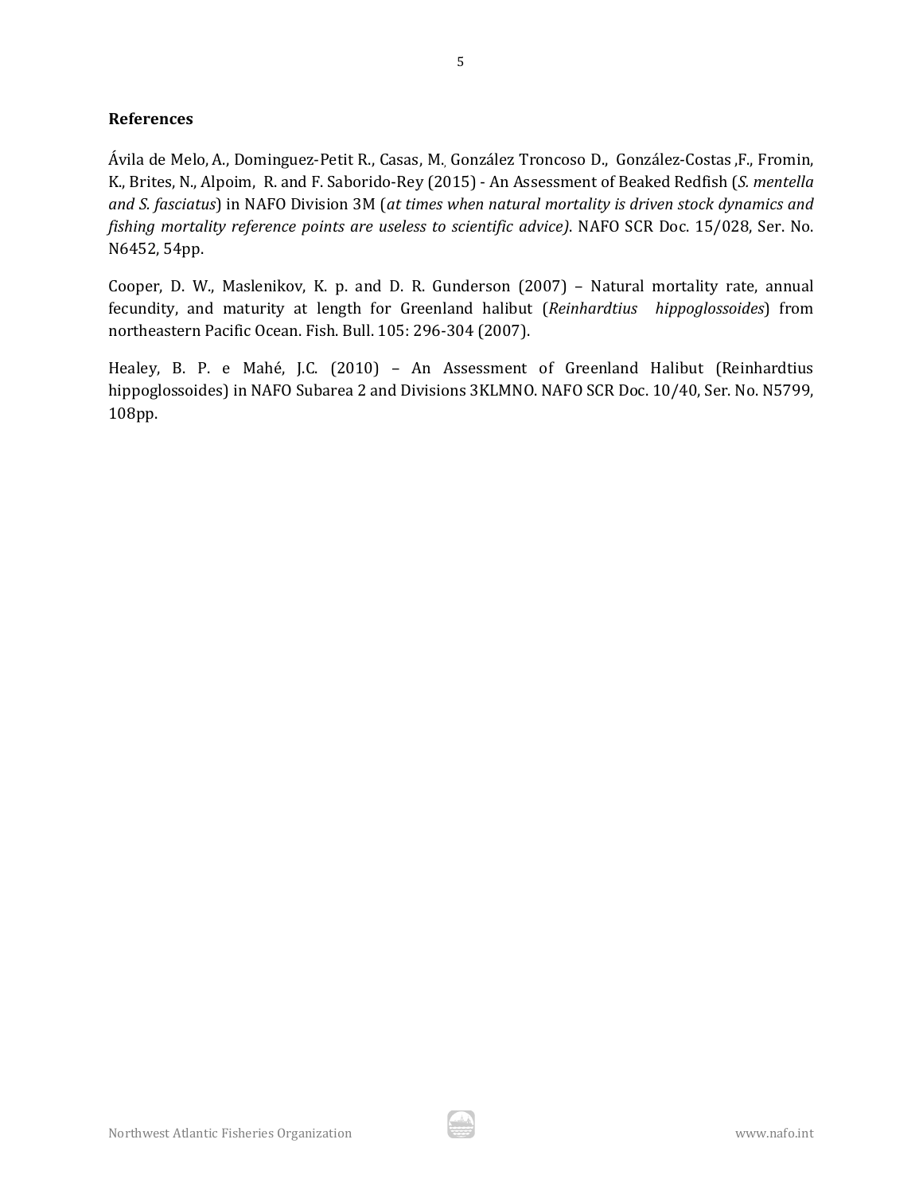## References

Ávila de Melo, A., Dominguez-Petit R., Casas, M., González Troncoso D., González-Costas ,F., Fromin, K., Brites, N., Alpoim, R. and F. Saborido-Rey (2015) - An Assessment of Beaked Redfish (*S. mentella and S. fasciatus*) in NAFO Division 3M (*at times when natural mortality is driven stock dynamics and fishing mortality reference points are useless to scientific advice)*. NAFO SCR Doc. 15/028, Ser. No. N6452, 54pp.

Cooper, D. W., Maslenikov, K. p. and D. R. Gunderson (2007) – Natural mortality rate, annual fecundity, and maturity at length for Greenland halibut (*Reinhardtius hippoglossoides*) from northeastern Pacific Ocean. Fish. Bull. 105: 296-304 (2007).

Healey, B. P. e Mahé, J.C. (2010) – An Assessment of Greenland Halibut (Reinhardtius hippoglossoides) in NAFO Subarea 2 and Divisions 3KLMNO. NAFO SCR Doc. 10/40, Ser. No. N5799, 108pp.